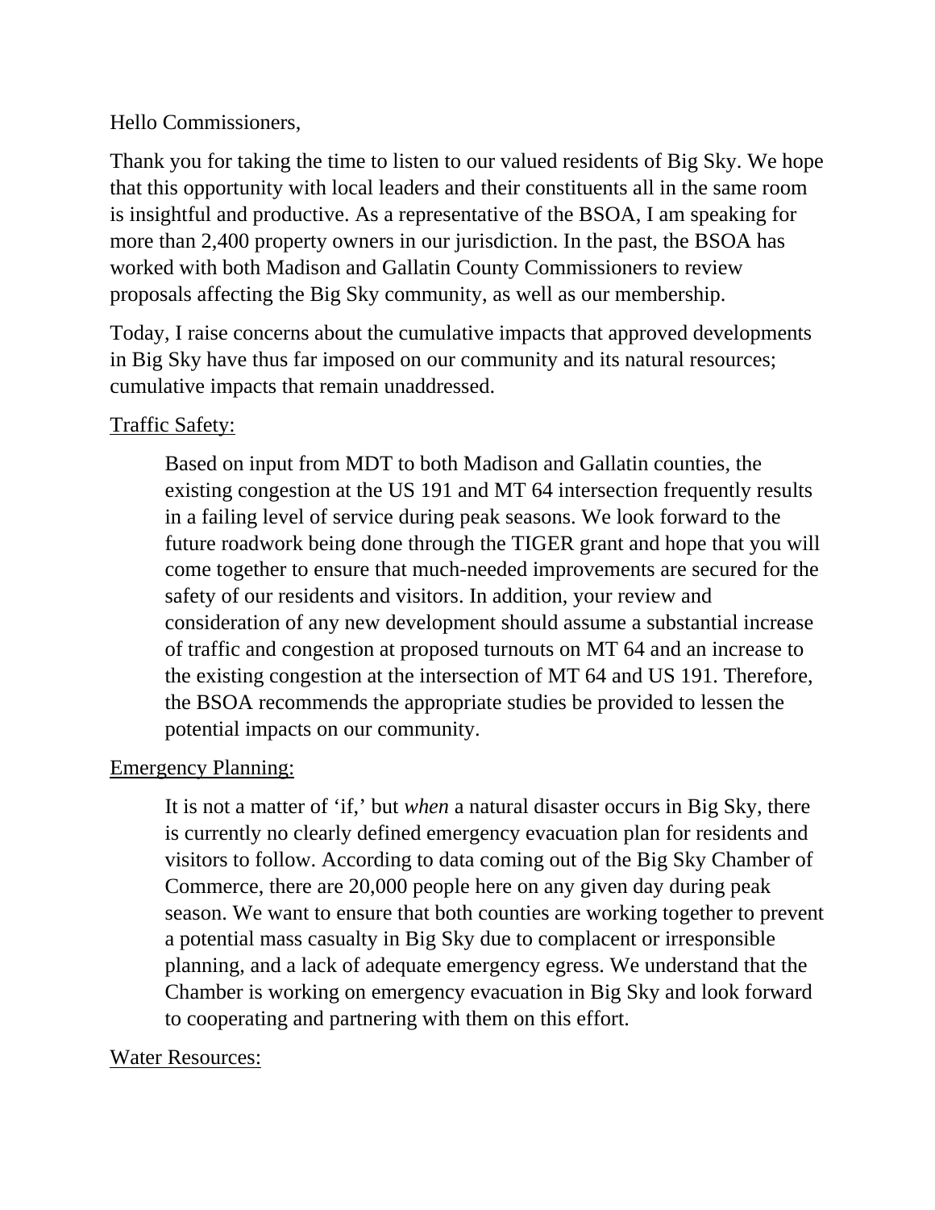Hello Commissioners,

Thank you for taking the time to listen to our valued residents of Big Sky. We hope that this opportunity with local leaders and their constituents all in the same room is insightful and productive. As a representative of the BSOA, I am speaking for more than 2,400 property owners in our jurisdiction. In the past, the BSOA has worked with both Madison and Gallatin County Commissioners to review proposals affecting the Big Sky community, as well as our membership.

Today, I raise concerns about the cumulative impacts that approved developments in Big Sky have thus far imposed on our community and its natural resources; cumulative impacts that remain unaddressed.

<u>Traffic Safety:</u>

> Based on input from MDT to both Madison and Gallatin counties, the existing congestion at the US 191 and MT 64 intersection frequently results in a failing level of service during peak seasons. We look forward to the future roadwork being done through the TIGER grant and hope that you will come together to ensure that much-needed improvements are secured for the safety of our residents and visitors. In addition, your review and consideration of any new development should assume a substantial increase of traffic and congestion at proposed turnouts on MT 64 and an increase to the existing congestion at the intersection of MT 64 and US 191. Therefore, the BSOA recommends the appropriate studies be provided to lessen the potential impacts on our community.

<u>Emergency Planning:</u>

> It is not a matter of 'if,' but *when* a natural disaster occurs in Big Sky, there is currently no clearly defined emergency evacuation plan for residents and visitors to follow. According to data coming out of the Big Sky Chamber of Commerce, there are 20,000 people here on any given day during peak season. We want to ensure that both counties are working together to prevent a potential mass casualty in Big Sky due to complacent or irresponsible planning, and a lack of adequate emergency egress. We understand that the Chamber is working on emergency evacuation in Big Sky and look forward to cooperating and partnering with them on this effort.

<u>Water Resources:</u>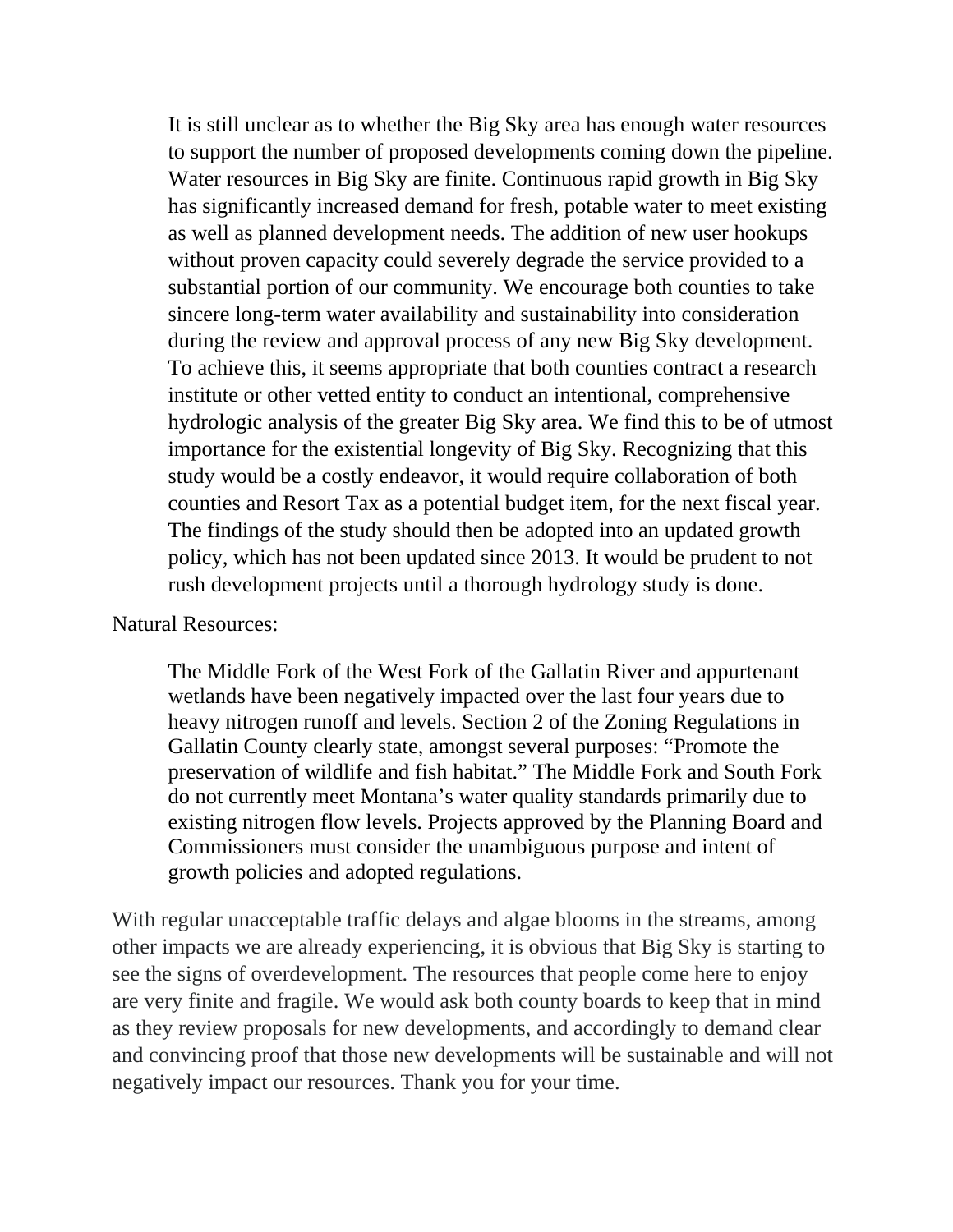It is still unclear as to whether the Big Sky area has enough water resources to support the number of proposed developments coming down the pipeline. Water resources in Big Sky are finite. Continuous rapid growth in Big Sky has significantly increased demand for fresh, potable water to meet existing as well as planned development needs. The addition of new user hookups without proven capacity could severely degrade the service provided to a substantial portion of our community. We encourage both counties to take sincere long-term water availability and sustainability into consideration during the review and approval process of any new Big Sky development. To achieve this, it seems appropriate that both counties contract a research institute or other vetted entity to conduct an intentional, comprehensive hydrologic analysis of the greater Big Sky area. We find this to be of utmost importance for the existential longevity of Big Sky. Recognizing that this study would be a costly endeavor, it would require collaboration of both counties and Resort Tax as a potential budget item, for the next fiscal year. The findings of the study should then be adopted into an updated growth policy, which has not been updated since 2013. It would be prudent to not rush development projects until a thorough hydrology study is done.

Natural Resources:

The Middle Fork of the West Fork of the Gallatin River and appurtenant wetlands have been negatively impacted over the last four years due to heavy nitrogen runoff and levels. Section 2 of the Zoning Regulations in Gallatin County clearly state, amongst several purposes: "Promote the preservation of wildlife and fish habitat." The Middle Fork and South Fork do not currently meet Montana's water quality standards primarily due to existing nitrogen flow levels. Projects approved by the Planning Board and Commissioners must consider the unambiguous purpose and intent of growth policies and adopted regulations.

With regular unacceptable traffic delays and algae blooms in the streams, among other impacts we are already experiencing, it is obvious that Big Sky is starting to see the signs of overdevelopment. The resources that people come here to enjoy are very finite and fragile. We would ask both county boards to keep that in mind as they review proposals for new developments, and accordingly to demand clear and convincing proof that those new developments will be sustainable and will not negatively impact our resources. Thank you for your time.